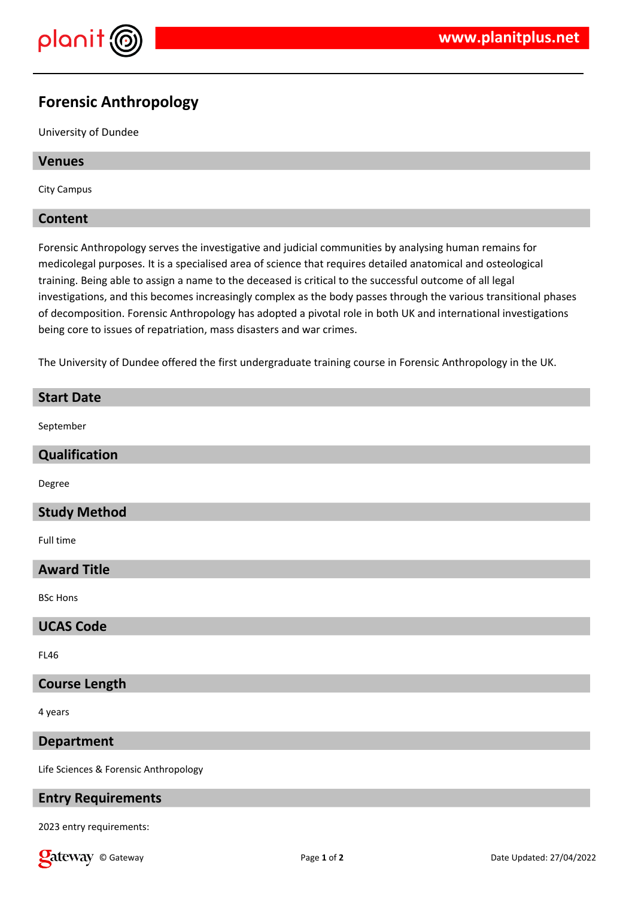# Forensic Anthropology

University of Dundee

## Venues

City Campus

## Content

Forensic Anthropology serves the investigative and judicial communities by analysing human remains for medicolegal purposes. It is a specialised area of science that requires detailed anatomical and osteological training. Being able to assign a name to the deceased is critical to the successful outcome of all legal investigations, and this becomes increasingly complex as the body passes through the various transitional phases of decomposition. Forensic Anthropology has adopted a pivotal role in both UK and international investigations being core to issues of repatriation, mass disasters and war crimes.

The University of Dundee offered the first undergraduate training course in Forensic Anthropology in the UK.

## Start Date

September

## Qualification

Degree

## Study Method

Full time

## Award Title

BSc Hons

## UCAS Code

FL46

## Course Length

4 years

## Department

Life Sciences & Forensic Anthropology

## Entry Requirements

2023 entry requirements: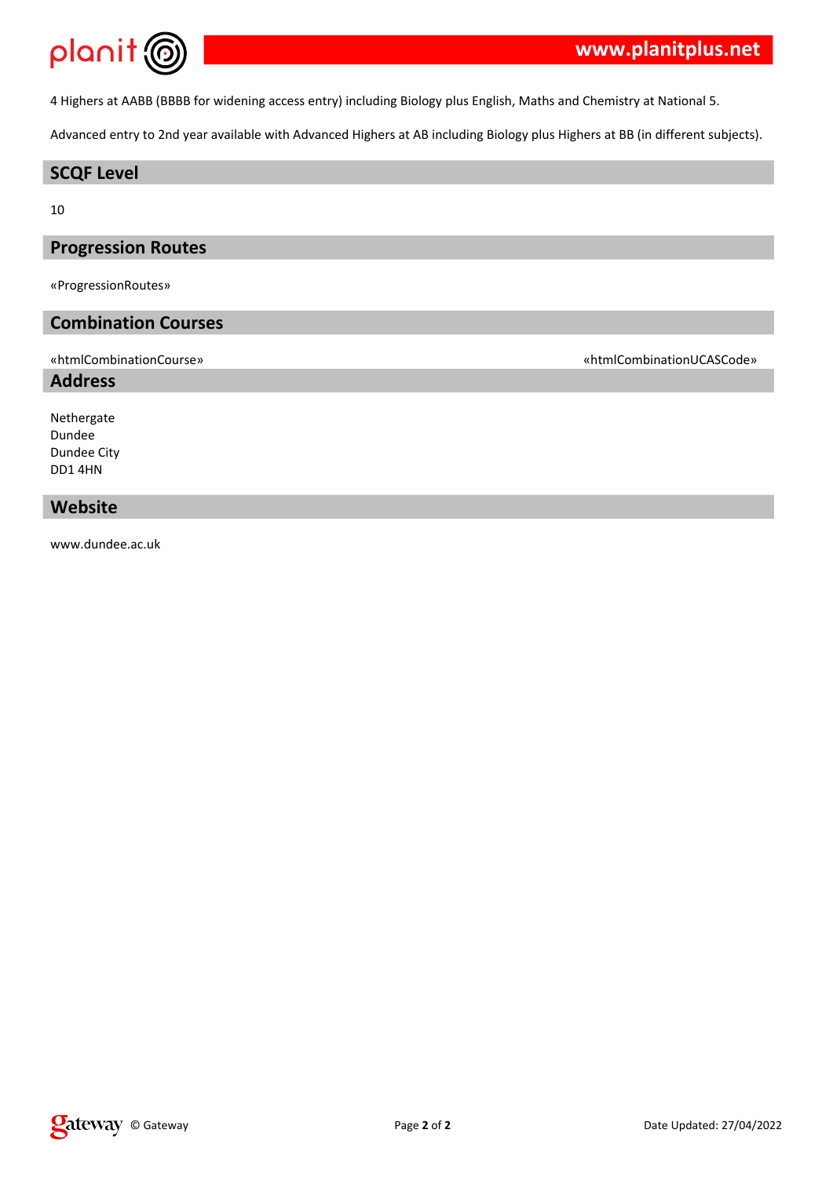4 Highers at AABB (BBBB for widening access entry) including Biology plus English, Maths and Chemistry at National 5.

Advanced entry to 2nd year available with Advanced Highers at AB including Biology plus Highers at BB (in different subjects).

## SCQF Level

10

## Progression Routes

«ProgressionRoutes»

## Combination Courses

«htmlCombinationCourse» «htmlCombinationUCASCode»

## Address

Nethergate
Dundee
Dundee City
DD1 4HN

## Website

www.dundee.ac.uk

Date Updated: 27/04/2022